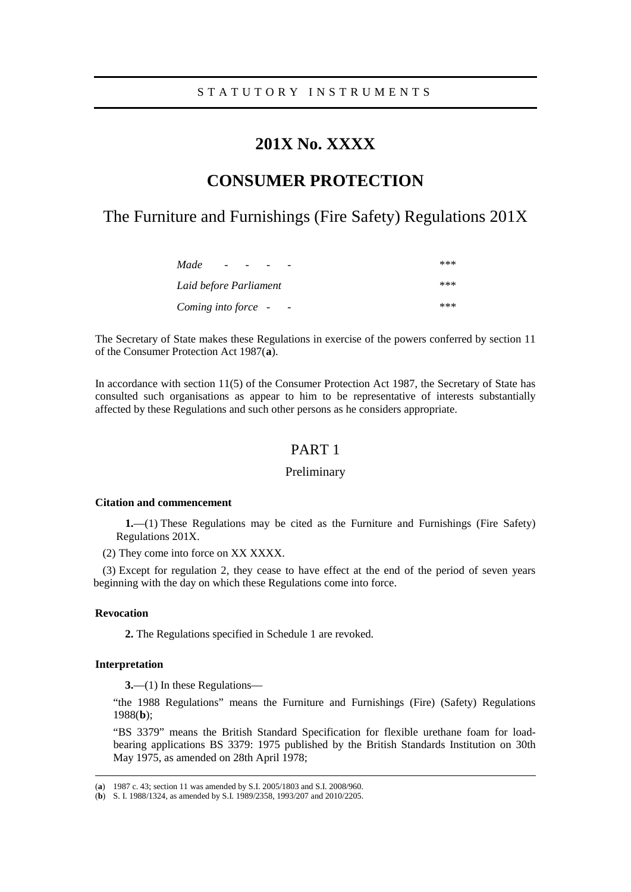STATUTORY INSTRUMENTS

# 201X No. XXXX

# CONSUMER PROTECTION

## The Furniture and Furnishings (Fire Safety) Regulations 201X

| | |
|---|---|
| *Made - - - - -* | \*\*\* |
| *Laid before Parliament* | \*\*\* |
| *Coming into force - -* | \*\*\* |

The Secretary of State makes these Regulations in exercise of the powers conferred by section 11 of the Consumer Protection Act 1987(**a**).

In accordance with section 11(5) of the Consumer Protection Act 1987, the Secretary of State has consulted such organisations as appear to him to be representative of interests substantially affected by these Regulations and such other persons as he considers appropriate.

## PART 1

### Preliminary

**Citation and commencement**

**1.**—(1) These Regulations may be cited as the Furniture and Furnishings (Fire Safety) Regulations 201X.

(2) They come into force on XX XXXX.

(3) Except for regulation 2, they cease to have effect at the end of the period of seven years beginning with the day on which these Regulations come into force.

**Revocation**

**2.** The Regulations specified in Schedule 1 are revoked.

**Interpretation**

**3.**—(1) In these Regulations—

"the 1988 Regulations" means the Furniture and Furnishings (Fire) (Safety) Regulations 1988(**b**);

"BS 3379" means the British Standard Specification for flexible urethane foam for load-bearing applications BS 3379: 1975 published by the British Standards Institution on 30th May 1975, as amended on 28th April 1978;

---

(**a**) 1987 c. 43; section 11 was amended by S.I. 2005/1803 and S.I. 2008/960.

(**b**) S. I. 1988/1324, as amended by S.I. 1989/2358, 1993/207 and 2010/2205.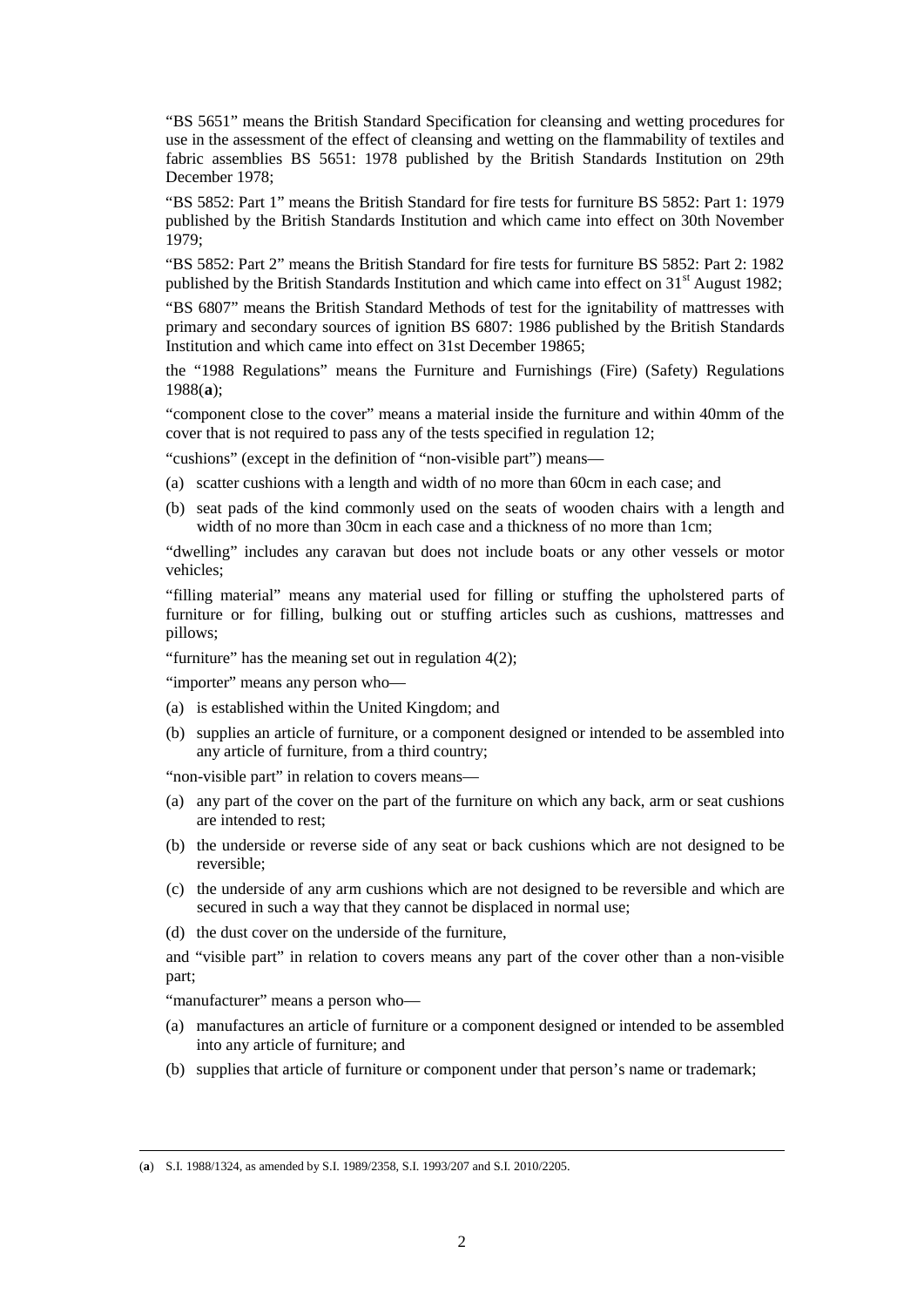"BS 5651" means the British Standard Specification for cleansing and wetting procedures for use in the assessment of the effect of cleansing and wetting on the flammability of textiles and fabric assemblies BS 5651: 1978 published by the British Standards Institution on 29th December 1978;

"BS 5852: Part 1" means the British Standard for fire tests for furniture BS 5852: Part 1: 1979 published by the British Standards Institution and which came into effect on 30th November 1979;

"BS 5852: Part 2" means the British Standard for fire tests for furniture BS 5852: Part 2: 1982 published by the British Standards Institution and which came into effect on 31st August 1982;

"BS 6807" means the British Standard Methods of test for the ignitability of mattresses with primary and secondary sources of ignition BS 6807: 1986 published by the British Standards Institution and which came into effect on 31st December 19865;

the "1988 Regulations" means the Furniture and Furnishings (Fire) (Safety) Regulations 1988(**a**);

"component close to the cover" means a material inside the furniture and within 40mm of the cover that is not required to pass any of the tests specified in regulation 12;

"cushions" (except in the definition of "non-visible part") means—

(a) scatter cushions with a length and width of no more than 60cm in each case; and

(b) seat pads of the kind commonly used on the seats of wooden chairs with a length and width of no more than 30cm in each case and a thickness of no more than 1cm;

"dwelling" includes any caravan but does not include boats or any other vessels or motor vehicles;

"filling material" means any material used for filling or stuffing the upholstered parts of furniture or for filling, bulking out or stuffing articles such as cushions, mattresses and pillows;

"furniture" has the meaning set out in regulation 4(2);

"importer" means any person who—

(a) is established within the United Kingdom; and

(b) supplies an article of furniture, or a component designed or intended to be assembled into any article of furniture, from a third country;

"non-visible part" in relation to covers means—

(a) any part of the cover on the part of the furniture on which any back, arm or seat cushions are intended to rest;

(b) the underside or reverse side of any seat or back cushions which are not designed to be reversible;

(c) the underside of any arm cushions which are not designed to be reversible and which are secured in such a way that they cannot be displaced in normal use;

(d) the dust cover on the underside of the furniture,

and "visible part" in relation to covers means any part of the cover other than a non-visible part;

"manufacturer" means a person who—

(a) manufactures an article of furniture or a component designed or intended to be assembled into any article of furniture; and

(b) supplies that article of furniture or component under that person's name or trademark;

---

(**a**) S.I. 1988/1324, as amended by S.I. 1989/2358, S.I. 1993/207 and S.I. 2010/2205.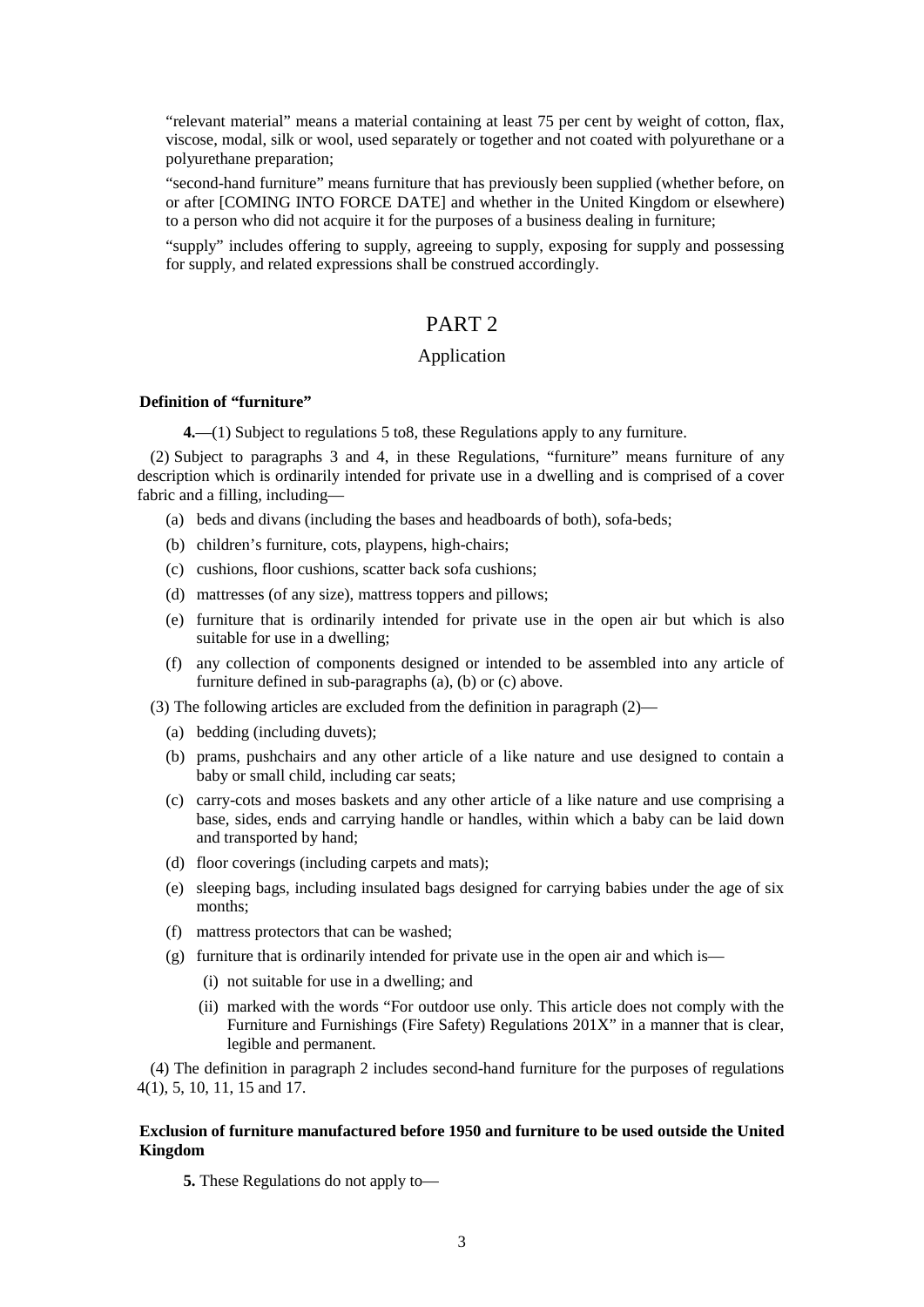"relevant material" means a material containing at least 75 per cent by weight of cotton, flax, viscose, modal, silk or wool, used separately or together and not coated with polyurethane or a polyurethane preparation;

"second-hand furniture" means furniture that has previously been supplied (whether before, on or after [COMING INTO FORCE DATE] and whether in the United Kingdom or elsewhere) to a person who did not acquire it for the purposes of a business dealing in furniture;

"supply" includes offering to supply, agreeing to supply, exposing for supply and possessing for supply, and related expressions shall be construed accordingly.

# PART 2

## Application

### Definition of "furniture"

**4.**—(1) Subject to regulations 5 to8, these Regulations apply to any furniture.

(2) Subject to paragraphs 3 and 4, in these Regulations, "furniture" means furniture of any description which is ordinarily intended for private use in a dwelling and is comprised of a cover fabric and a filling, including—

(a) beds and divans (including the bases and headboards of both), sofa-beds;

(b) children's furniture, cots, playpens, high-chairs;

(c) cushions, floor cushions, scatter back sofa cushions;

(d) mattresses (of any size), mattress toppers and pillows;

(e) furniture that is ordinarily intended for private use in the open air but which is also suitable for use in a dwelling;

(f) any collection of components designed or intended to be assembled into any article of furniture defined in sub-paragraphs (a), (b) or (c) above.

(3) The following articles are excluded from the definition in paragraph (2)—

(a) bedding (including duvets);

(b) prams, pushchairs and any other article of a like nature and use designed to contain a baby or small child, including car seats;

(c) carry-cots and moses baskets and any other article of a like nature and use comprising a base, sides, ends and carrying handle or handles, within which a baby can be laid down and transported by hand;

(d) floor coverings (including carpets and mats);

(e) sleeping bags, including insulated bags designed for carrying babies under the age of six months;

(f) mattress protectors that can be washed;

(g) furniture that is ordinarily intended for private use in the open air and which is—

(i) not suitable for use in a dwelling; and

(ii) marked with the words "For outdoor use only. This article does not comply with the Furniture and Furnishings (Fire Safety) Regulations 201X" in a manner that is clear, legible and permanent.

(4) The definition in paragraph 2 includes second-hand furniture for the purposes of regulations 4(1), 5, 10, 11, 15 and 17.

### Exclusion of furniture manufactured before 1950 and furniture to be used outside the United Kingdom

**5.** These Regulations do not apply to—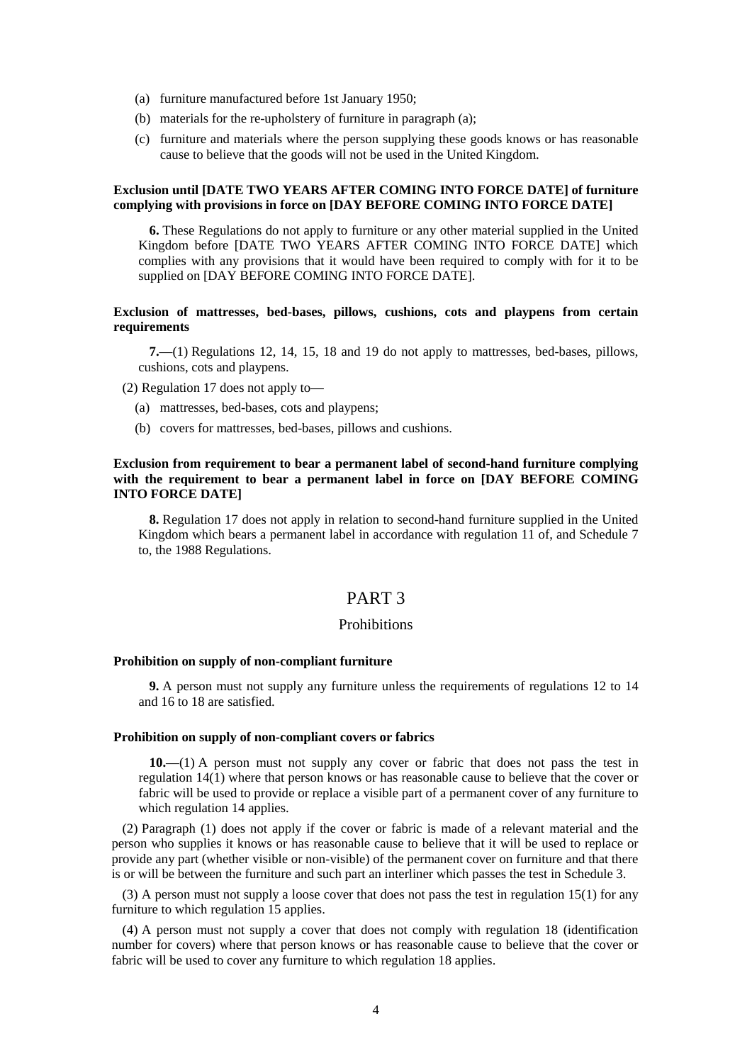(a) furniture manufactured before 1st January 1950;

(b) materials for the re-upholstery of furniture in paragraph (a);

(c) furniture and materials where the person supplying these goods knows or has reasonable cause to believe that the goods will not be used in the United Kingdom.

**Exclusion until [DATE TWO YEARS AFTER COMING INTO FORCE DATE] of furniture complying with provisions in force on [DAY BEFORE COMING INTO FORCE DATE]**

**6.** These Regulations do not apply to furniture or any other material supplied in the United Kingdom before [DATE TWO YEARS AFTER COMING INTO FORCE DATE] which complies with any provisions that it would have been required to comply with for it to be supplied on [DAY BEFORE COMING INTO FORCE DATE].

**Exclusion of mattresses, bed-bases, pillows, cushions, cots and playpens from certain requirements**

**7.**—(1) Regulations 12, 14, 15, 18 and 19 do not apply to mattresses, bed-bases, pillows, cushions, cots and playpens.

(2) Regulation 17 does not apply to—

(a) mattresses, bed-bases, cots and playpens;

(b) covers for mattresses, bed-bases, pillows and cushions.

**Exclusion from requirement to bear a permanent label of second-hand furniture complying with the requirement to bear a permanent label in force on [DAY BEFORE COMING INTO FORCE DATE]**

**8.** Regulation 17 does not apply in relation to second-hand furniture supplied in the United Kingdom which bears a permanent label in accordance with regulation 11 of, and Schedule 7 to, the 1988 Regulations.

# PART 3

## Prohibitions

**Prohibition on supply of non-compliant furniture**

**9.** A person must not supply any furniture unless the requirements of regulations 12 to 14 and 16 to 18 are satisfied.

**Prohibition on supply of non-compliant covers or fabrics**

**10.**—(1) A person must not supply any cover or fabric that does not pass the test in regulation 14(1) where that person knows or has reasonable cause to believe that the cover or fabric will be used to provide or replace a visible part of a permanent cover of any furniture to which regulation 14 applies.

(2) Paragraph (1) does not apply if the cover or fabric is made of a relevant material and the person who supplies it knows or has reasonable cause to believe that it will be used to replace or provide any part (whether visible or non-visible) of the permanent cover on furniture and that there is or will be between the furniture and such part an interliner which passes the test in Schedule 3.

(3) A person must not supply a loose cover that does not pass the test in regulation 15(1) for any furniture to which regulation 15 applies.

(4) A person must not supply a cover that does not comply with regulation 18 (identification number for covers) where that person knows or has reasonable cause to believe that the cover or fabric will be used to cover any furniture to which regulation 18 applies.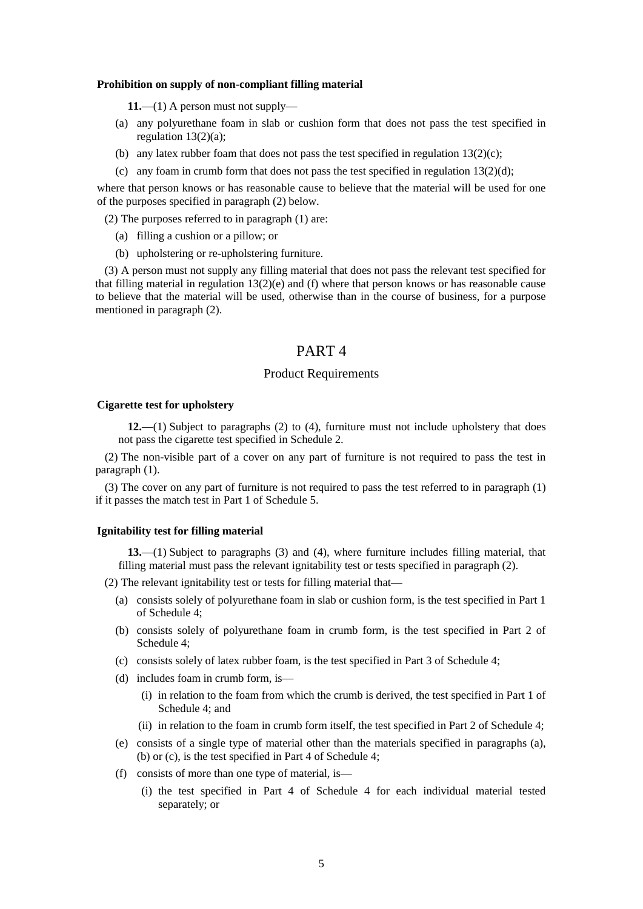**Prohibition on supply of non-compliant filling material**

**11.**—(1) A person must not supply—

- (a) any polyurethane foam in slab or cushion form that does not pass the test specified in regulation 13(2)(a);
- (b) any latex rubber foam that does not pass the test specified in regulation 13(2)(c);
- (c) any foam in crumb form that does not pass the test specified in regulation 13(2)(d);

where that person knows or has reasonable cause to believe that the material will be used for one of the purposes specified in paragraph (2) below.

(2) The purposes referred to in paragraph (1) are:

- (a) filling a cushion or a pillow; or
- (b) upholstering or re-upholstering furniture.

(3) A person must not supply any filling material that does not pass the relevant test specified for that filling material in regulation 13(2)(e) and (f) where that person knows or has reasonable cause to believe that the material will be used, otherwise than in the course of business, for a purpose mentioned in paragraph (2).

# PART 4

## Product Requirements

**Cigarette test for upholstery**

**12.**—(1) Subject to paragraphs (2) to (4), furniture must not include upholstery that does not pass the cigarette test specified in Schedule 2.

(2) The non-visible part of a cover on any part of furniture is not required to pass the test in paragraph (1).

(3) The cover on any part of furniture is not required to pass the test referred to in paragraph (1) if it passes the match test in Part 1 of Schedule 5.

**Ignitability test for filling material**

**13.**—(1) Subject to paragraphs (3) and (4), where furniture includes filling material, that filling material must pass the relevant ignitability test or tests specified in paragraph (2).

(2) The relevant ignitability test or tests for filling material that—

- (a) consists solely of polyurethane foam in slab or cushion form, is the test specified in Part 1 of Schedule 4;
- (b) consists solely of polyurethane foam in crumb form, is the test specified in Part 2 of Schedule 4;
- (c) consists solely of latex rubber foam, is the test specified in Part 3 of Schedule 4;
- (d) includes foam in crumb form, is—
  - (i) in relation to the foam from which the crumb is derived, the test specified in Part 1 of Schedule 4; and
  - (ii) in relation to the foam in crumb form itself, the test specified in Part 2 of Schedule 4;
- (e) consists of a single type of material other than the materials specified in paragraphs (a), (b) or (c), is the test specified in Part 4 of Schedule 4;
- (f) consists of more than one type of material, is—
  - (i) the test specified in Part 4 of Schedule 4 for each individual material tested separately; or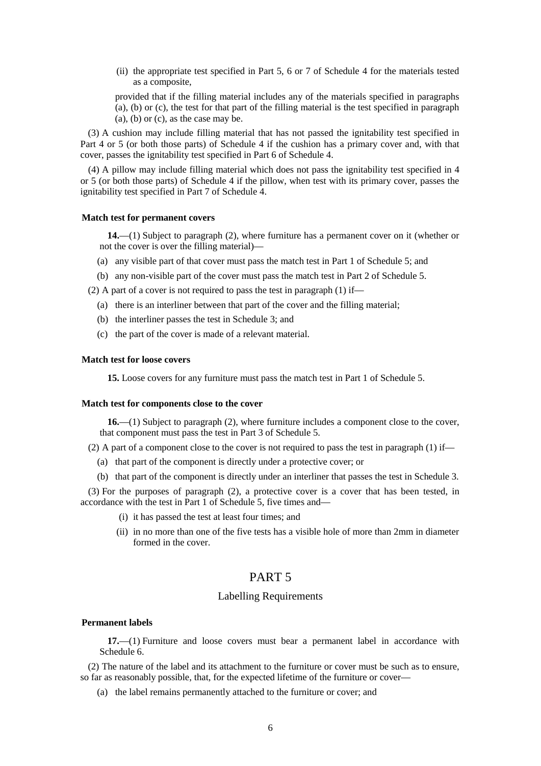(ii) the appropriate test specified in Part 5, 6 or 7 of Schedule 4 for the materials tested as a composite,

provided that if the filling material includes any of the materials specified in paragraphs (a), (b) or (c), the test for that part of the filling material is the test specified in paragraph (a), (b) or (c), as the case may be.

(3) A cushion may include filling material that has not passed the ignitability test specified in Part 4 or 5 (or both those parts) of Schedule 4 if the cushion has a primary cover and, with that cover, passes the ignitability test specified in Part 6 of Schedule 4.

(4) A pillow may include filling material which does not pass the ignitability test specified in 4 or 5 (or both those parts) of Schedule 4 if the pillow, when test with its primary cover, passes the ignitability test specified in Part 7 of Schedule 4.

**Match test for permanent covers**

**14.**—(1) Subject to paragraph (2), where furniture has a permanent cover on it (whether or not the cover is over the filling material)—

(a) any visible part of that cover must pass the match test in Part 1 of Schedule 5; and

(b) any non-visible part of the cover must pass the match test in Part 2 of Schedule 5.

(2) A part of a cover is not required to pass the test in paragraph (1) if—

(a) there is an interliner between that part of the cover and the filling material;

(b) the interliner passes the test in Schedule 3; and

(c) the part of the cover is made of a relevant material.

**Match test for loose covers**

**15.** Loose covers for any furniture must pass the match test in Part 1 of Schedule 5.

**Match test for components close to the cover**

**16.**—(1) Subject to paragraph (2), where furniture includes a component close to the cover, that component must pass the test in Part 3 of Schedule 5.

(2) A part of a component close to the cover is not required to pass the test in paragraph (1) if—

(a) that part of the component is directly under a protective cover; or

(b) that part of the component is directly under an interliner that passes the test in Schedule 3.

(3) For the purposes of paragraph (2), a protective cover is a cover that has been tested, in accordance with the test in Part 1 of Schedule 5, five times and—

(i) it has passed the test at least four times; and

(ii) in no more than one of the five tests has a visible hole of more than 2mm in diameter formed in the cover.

# PART 5

## Labelling Requirements

**Permanent labels**

**17.**—(1) Furniture and loose covers must bear a permanent label in accordance with Schedule 6.

(2) The nature of the label and its attachment to the furniture or cover must be such as to ensure, so far as reasonably possible, that, for the expected lifetime of the furniture or cover—

(a) the label remains permanently attached to the furniture or cover; and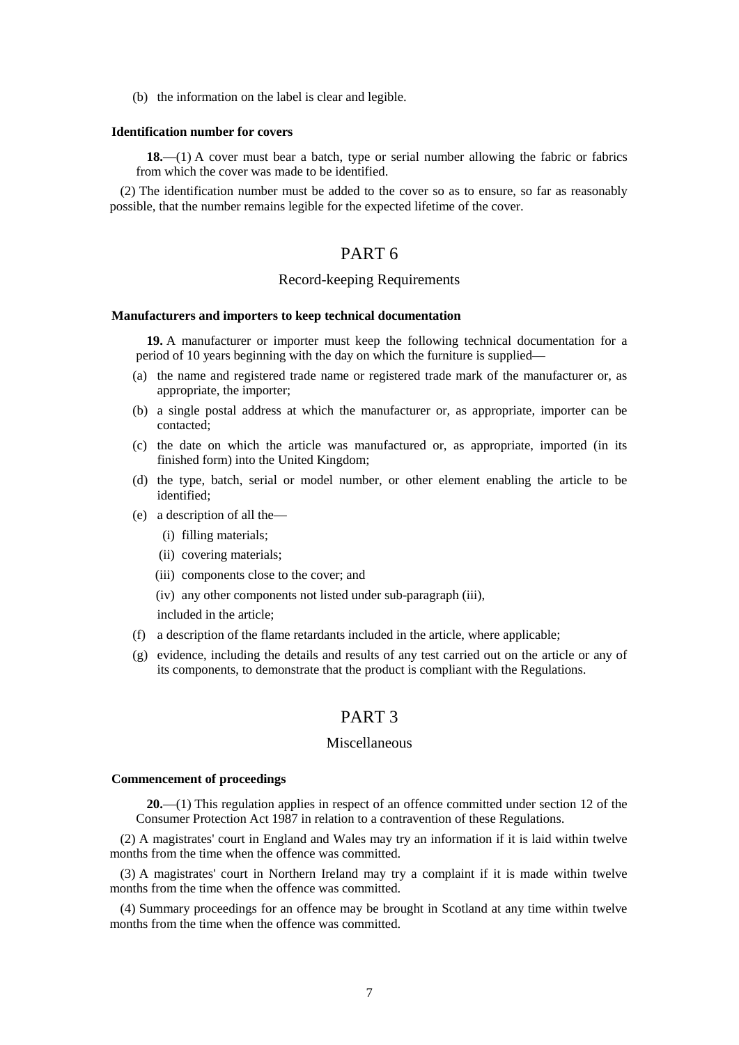(b) the information on the label is clear and legible.

**Identification number for covers**

**18.**—(1) A cover must bear a batch, type or serial number allowing the fabric or fabrics from which the cover was made to be identified.

(2) The identification number must be added to the cover so as to ensure, so far as reasonably possible, that the number remains legible for the expected lifetime of the cover.

## PART 6

### Record-keeping Requirements

**Manufacturers and importers to keep technical documentation**

**19.** A manufacturer or importer must keep the following technical documentation for a period of 10 years beginning with the day on which the furniture is supplied—

(a) the name and registered trade name or registered trade mark of the manufacturer or, as appropriate, the importer;

(b) a single postal address at which the manufacturer or, as appropriate, importer can be contacted;

(c) the date on which the article was manufactured or, as appropriate, imported (in its finished form) into the United Kingdom;

(d) the type, batch, serial or model number, or other element enabling the article to be identified;

(e) a description of all the—

(i) filling materials;

(ii) covering materials;

(iii) components close to the cover; and

(iv) any other components not listed under sub-paragraph (iii),

included in the article;

(f) a description of the flame retardants included in the article, where applicable;

(g) evidence, including the details and results of any test carried out on the article or any of its components, to demonstrate that the product is compliant with the Regulations.

## PART 3

### Miscellaneous

**Commencement of proceedings**

**20.**—(1) This regulation applies in respect of an offence committed under section 12 of the Consumer Protection Act 1987 in relation to a contravention of these Regulations.

(2) A magistrates' court in England and Wales may try an information if it is laid within twelve months from the time when the offence was committed.

(3) A magistrates' court in Northern Ireland may try a complaint if it is made within twelve months from the time when the offence was committed.

(4) Summary proceedings for an offence may be brought in Scotland at any time within twelve months from the time when the offence was committed.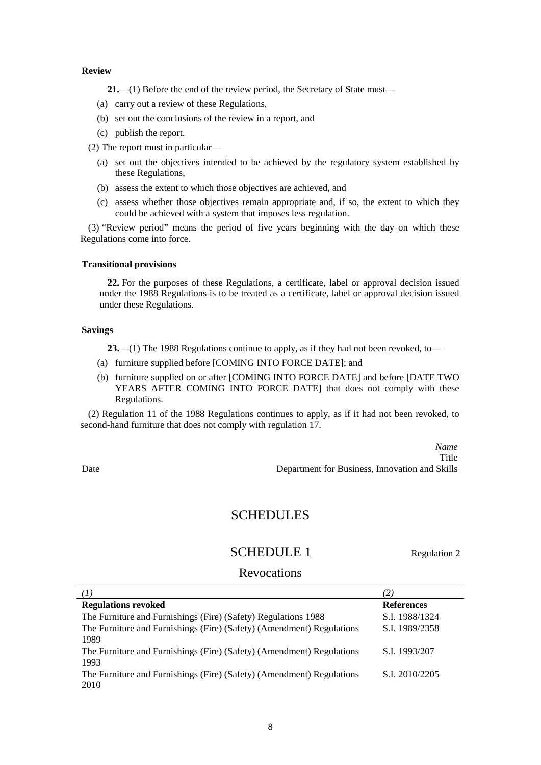**Review**

**21.**—(1) Before the end of the review period, the Secretary of State must—

(a) carry out a review of these Regulations,

(b) set out the conclusions of the review in a report, and

(c) publish the report.

(2) The report must in particular—

(a) set out the objectives intended to be achieved by the regulatory system established by these Regulations,

(b) assess the extent to which those objectives are achieved, and

(c) assess whether those objectives remain appropriate and, if so, the extent to which they could be achieved with a system that imposes less regulation.

(3) "Review period" means the period of five years beginning with the day on which these Regulations come into force.

**Transitional provisions**

**22.** For the purposes of these Regulations, a certificate, label or approval decision issued under the 1988 Regulations is to be treated as a certificate, label or approval decision issued under these Regulations.

**Savings**

**23.**—(1) The 1988 Regulations continue to apply, as if they had not been revoked, to—

(a) furniture supplied before [COMING INTO FORCE DATE]; and

(b) furniture supplied on or after [COMING INTO FORCE DATE] and before [DATE TWO YEARS AFTER COMING INTO FORCE DATE] that does not comply with these Regulations.

(2) Regulation 11 of the 1988 Regulations continues to apply, as if it had not been revoked, to second-hand furniture that does not comply with regulation 17.

*Name*
Title
Department for Business, Innovation and Skills

Date

# SCHEDULES

## SCHEDULE 1

Regulation 2

## Revocations

| *(1)* | *(2)* |
|---|---|
| **Regulations revoked** | **References** |
| The Furniture and Furnishings (Fire) (Safety) Regulations 1988 | S.I. 1988/1324 |
| The Furniture and Furnishings (Fire) (Safety) (Amendment) Regulations 1989 | S.I. 1989/2358 |
| The Furniture and Furnishings (Fire) (Safety) (Amendment) Regulations 1993 | S.I. 1993/207 |
| The Furniture and Furnishings (Fire) (Safety) (Amendment) Regulations 2010 | S.I. 2010/2205 |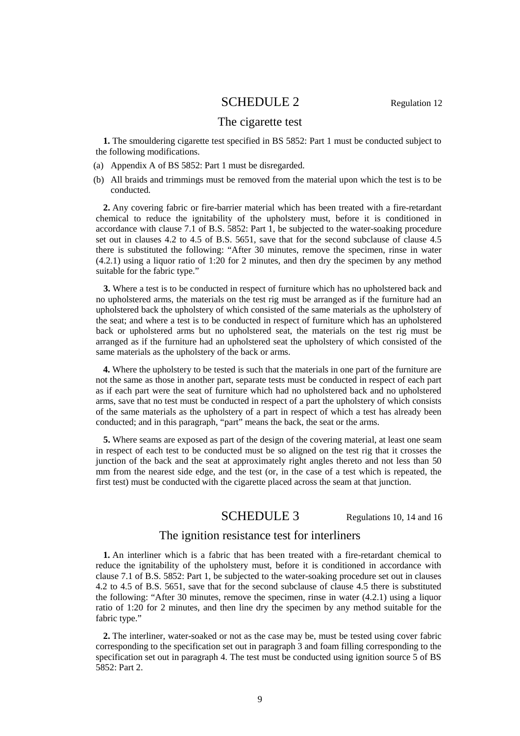## SCHEDULE 2

Regulation 12

### The cigarette test

**1.** The smouldering cigarette test specified in BS 5852: Part 1 must be conducted subject to the following modifications.

(a) Appendix A of BS 5852: Part 1 must be disregarded.

(b) All braids and trimmings must be removed from the material upon which the test is to be conducted.

**2.** Any covering fabric or fire-barrier material which has been treated with a fire-retardant chemical to reduce the ignitability of the upholstery must, before it is conditioned in accordance with clause 7.1 of B.S. 5852: Part 1, be subjected to the water-soaking procedure set out in clauses 4.2 to 4.5 of B.S. 5651, save that for the second subclause of clause 4.5 there is substituted the following: "After 30 minutes, remove the specimen, rinse in water (4.2.1) using a liquor ratio of 1:20 for 2 minutes, and then dry the specimen by any method suitable for the fabric type."

**3.** Where a test is to be conducted in respect of furniture which has no upholstered back and no upholstered arms, the materials on the test rig must be arranged as if the furniture had an upholstered back the upholstery of which consisted of the same materials as the upholstery of the seat; and where a test is to be conducted in respect of furniture which has an upholstered back or upholstered arms but no upholstered seat, the materials on the test rig must be arranged as if the furniture had an upholstered seat the upholstery of which consisted of the same materials as the upholstery of the back or arms.

**4.** Where the upholstery to be tested is such that the materials in one part of the furniture are not the same as those in another part, separate tests must be conducted in respect of each part as if each part were the seat of furniture which had no upholstered back and no upholstered arms, save that no test must be conducted in respect of a part the upholstery of which consists of the same materials as the upholstery of a part in respect of which a test has already been conducted; and in this paragraph, "part" means the back, the seat or the arms.

**5.** Where seams are exposed as part of the design of the covering material, at least one seam in respect of each test to be conducted must be so aligned on the test rig that it crosses the junction of the back and the seat at approximately right angles thereto and not less than 50 mm from the nearest side edge, and the test (or, in the case of a test which is repeated, the first test) must be conducted with the cigarette placed across the seam at that junction.

## SCHEDULE 3

Regulations 10, 14 and 16

### The ignition resistance test for interliners

**1.** An interliner which is a fabric that has been treated with a fire-retardant chemical to reduce the ignitability of the upholstery must, before it is conditioned in accordance with clause 7.1 of B.S. 5852: Part 1, be subjected to the water-soaking procedure set out in clauses 4.2 to 4.5 of B.S. 5651, save that for the second subclause of clause 4.5 there is substituted the following: "After 30 minutes, remove the specimen, rinse in water (4.2.1) using a liquor ratio of 1:20 for 2 minutes, and then line dry the specimen by any method suitable for the fabric type."

**2.** The interliner, water-soaked or not as the case may be, must be tested using cover fabric corresponding to the specification set out in paragraph 3 and foam filling corresponding to the specification set out in paragraph 4. The test must be conducted using ignition source 5 of BS 5852: Part 2.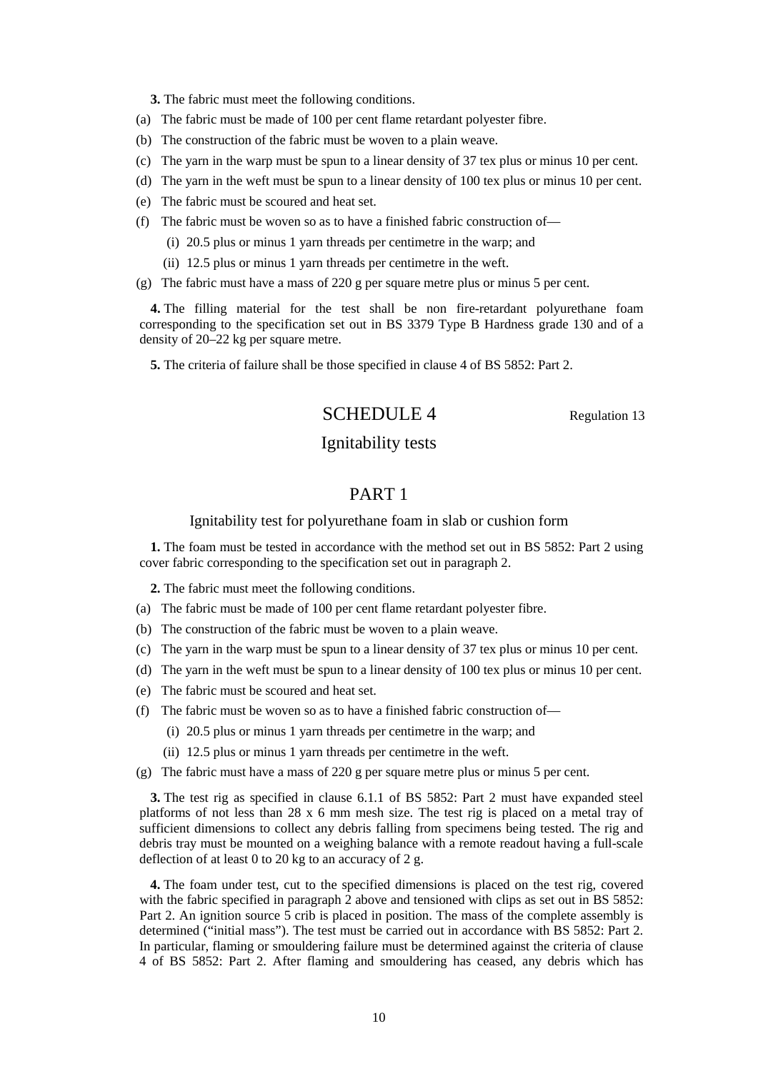**3.** The fabric must meet the following conditions.

(a) The fabric must be made of 100 per cent flame retardant polyester fibre.

(b) The construction of the fabric must be woven to a plain weave.

(c) The yarn in the warp must be spun to a linear density of 37 tex plus or minus 10 per cent.

(d) The yarn in the weft must be spun to a linear density of 100 tex plus or minus 10 per cent.

(e) The fabric must be scoured and heat set.

(f) The fabric must be woven so as to have a finished fabric construction of—

 (i) 20.5 plus or minus 1 yarn threads per centimetre in the warp; and

 (ii) 12.5 plus or minus 1 yarn threads per centimetre in the weft.

(g) The fabric must have a mass of 220 g per square metre plus or minus 5 per cent.

**4.** The filling material for the test shall be non fire-retardant polyurethane foam corresponding to the specification set out in BS 3379 Type B Hardness grade 130 and of a density of 20–22 kg per square metre.

**5.** The criteria of failure shall be those specified in clause 4 of BS 5852: Part 2.

## SCHEDULE 4

Regulation 13

## Ignitability tests

### PART 1

#### Ignitability test for polyurethane foam in slab or cushion form

**1.** The foam must be tested in accordance with the method set out in BS 5852: Part 2 using cover fabric corresponding to the specification set out in paragraph 2.

**2.** The fabric must meet the following conditions.

(a) The fabric must be made of 100 per cent flame retardant polyester fibre.

(b) The construction of the fabric must be woven to a plain weave.

(c) The yarn in the warp must be spun to a linear density of 37 tex plus or minus 10 per cent.

(d) The yarn in the weft must be spun to a linear density of 100 tex plus or minus 10 per cent.

(e) The fabric must be scoured and heat set.

(f) The fabric must be woven so as to have a finished fabric construction of—

 (i) 20.5 plus or minus 1 yarn threads per centimetre in the warp; and

 (ii) 12.5 plus or minus 1 yarn threads per centimetre in the weft.

(g) The fabric must have a mass of 220 g per square metre plus or minus 5 per cent.

**3.** The test rig as specified in clause 6.1.1 of BS 5852: Part 2 must have expanded steel platforms of not less than 28 x 6 mm mesh size. The test rig is placed on a metal tray of sufficient dimensions to collect any debris falling from specimens being tested. The rig and debris tray must be mounted on a weighing balance with a remote readout having a full-scale deflection of at least 0 to 20 kg to an accuracy of 2 g.

**4.** The foam under test, cut to the specified dimensions is placed on the test rig, covered with the fabric specified in paragraph 2 above and tensioned with clips as set out in BS 5852: Part 2. An ignition source 5 crib is placed in position. The mass of the complete assembly is determined ("initial mass"). The test must be carried out in accordance with BS 5852: Part 2. In particular, flaming or smouldering failure must be determined against the criteria of clause 4 of BS 5852: Part 2. After flaming and smouldering has ceased, any debris which has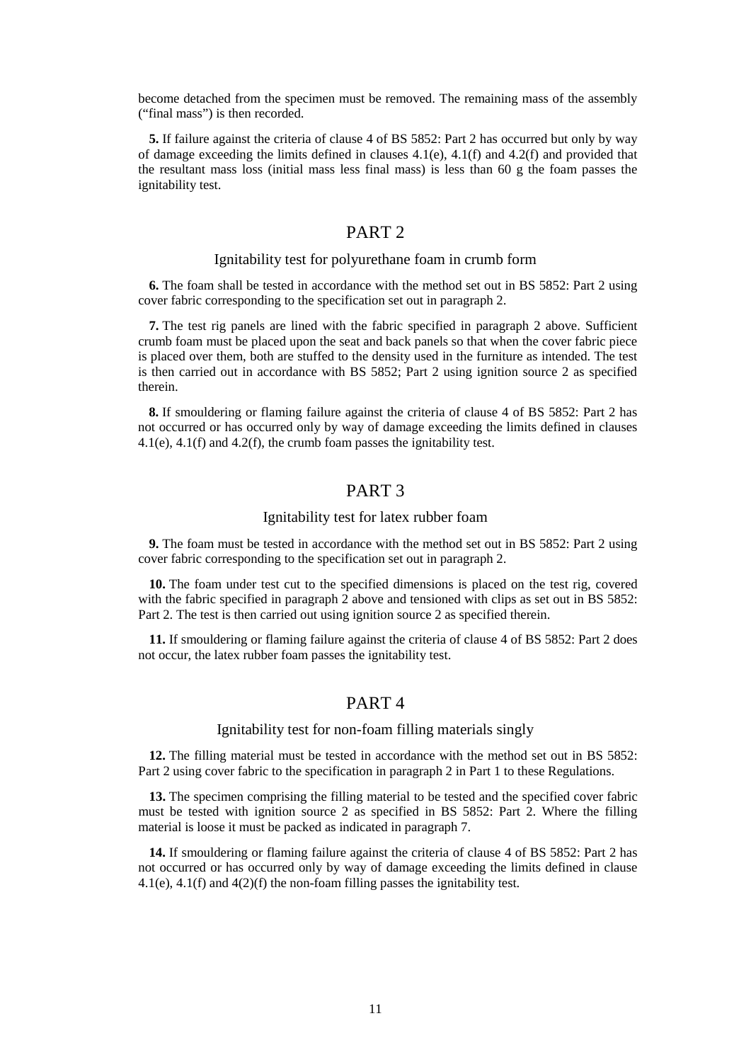become detached from the specimen must be removed. The remaining mass of the assembly ("final mass") is then recorded.

**5.** If failure against the criteria of clause 4 of BS 5852: Part 2 has occurred but only by way of damage exceeding the limits defined in clauses 4.1(e), 4.1(f) and 4.2(f) and provided that the resultant mass loss (initial mass less final mass) is less than 60 g the foam passes the ignitability test.

## PART 2

### Ignitability test for polyurethane foam in crumb form

**6.** The foam shall be tested in accordance with the method set out in BS 5852: Part 2 using cover fabric corresponding to the specification set out in paragraph 2.

**7.** The test rig panels are lined with the fabric specified in paragraph 2 above. Sufficient crumb foam must be placed upon the seat and back panels so that when the cover fabric piece is placed over them, both are stuffed to the density used in the furniture as intended. The test is then carried out in accordance with BS 5852; Part 2 using ignition source 2 as specified therein.

**8.** If smouldering or flaming failure against the criteria of clause 4 of BS 5852: Part 2 has not occurred or has occurred only by way of damage exceeding the limits defined in clauses 4.1(e), 4.1(f) and 4.2(f), the crumb foam passes the ignitability test.

## PART 3

### Ignitability test for latex rubber foam

**9.** The foam must be tested in accordance with the method set out in BS 5852: Part 2 using cover fabric corresponding to the specification set out in paragraph 2.

**10.** The foam under test cut to the specified dimensions is placed on the test rig, covered with the fabric specified in paragraph 2 above and tensioned with clips as set out in BS 5852: Part 2. The test is then carried out using ignition source 2 as specified therein.

**11.** If smouldering or flaming failure against the criteria of clause 4 of BS 5852: Part 2 does not occur, the latex rubber foam passes the ignitability test.

## PART 4

### Ignitability test for non-foam filling materials singly

**12.** The filling material must be tested in accordance with the method set out in BS 5852: Part 2 using cover fabric to the specification in paragraph 2 in Part 1 to these Regulations.

**13.** The specimen comprising the filling material to be tested and the specified cover fabric must be tested with ignition source 2 as specified in BS 5852: Part 2. Where the filling material is loose it must be packed as indicated in paragraph 7.

**14.** If smouldering or flaming failure against the criteria of clause 4 of BS 5852: Part 2 has not occurred or has occurred only by way of damage exceeding the limits defined in clause 4.1(e), 4.1(f) and 4(2)(f) the non-foam filling passes the ignitability test.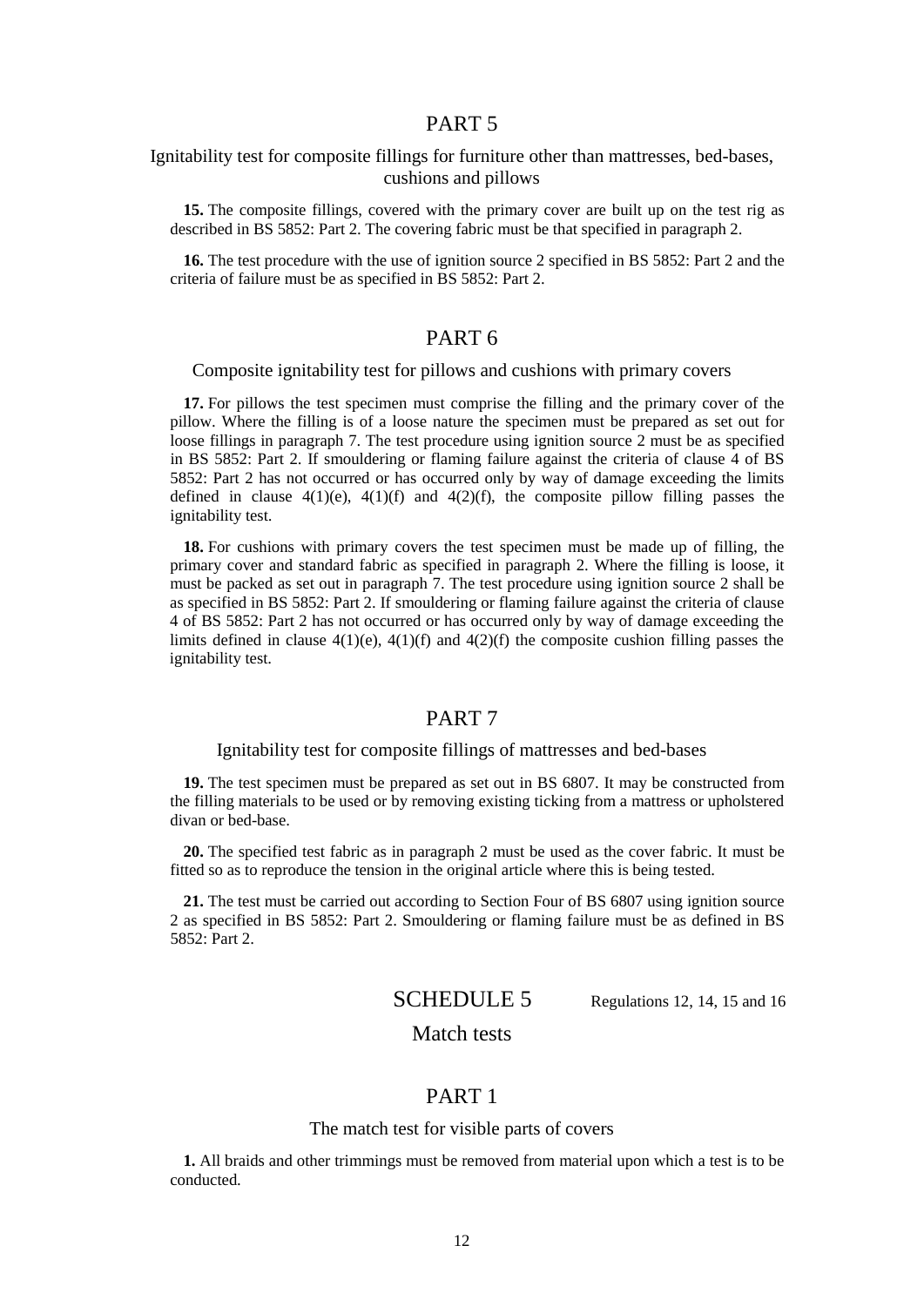## PART 5

### Ignitability test for composite fillings for furniture other than mattresses, bed-bases, cushions and pillows

**15.** The composite fillings, covered with the primary cover are built up on the test rig as described in BS 5852: Part 2. The covering fabric must be that specified in paragraph 2.

**16.** The test procedure with the use of ignition source 2 specified in BS 5852: Part 2 and the criteria of failure must be as specified in BS 5852: Part 2.

## PART 6

### Composite ignitability test for pillows and cushions with primary covers

**17.** For pillows the test specimen must comprise the filling and the primary cover of the pillow. Where the filling is of a loose nature the specimen must be prepared as set out for loose fillings in paragraph 7. The test procedure using ignition source 2 must be as specified in BS 5852: Part 2. If smouldering or flaming failure against the criteria of clause 4 of BS 5852: Part 2 has not occurred or has occurred only by way of damage exceeding the limits defined in clause 4(1)(e), 4(1)(f) and 4(2)(f), the composite pillow filling passes the ignitability test.

**18.** For cushions with primary covers the test specimen must be made up of filling, the primary cover and standard fabric as specified in paragraph 2. Where the filling is loose, it must be packed as set out in paragraph 7. The test procedure using ignition source 2 shall be as specified in BS 5852: Part 2. If smouldering or flaming failure against the criteria of clause 4 of BS 5852: Part 2 has not occurred or has occurred only by way of damage exceeding the limits defined in clause 4(1)(e), 4(1)(f) and 4(2)(f) the composite cushion filling passes the ignitability test.

## PART 7

### Ignitability test for composite fillings of mattresses and bed-bases

**19.** The test specimen must be prepared as set out in BS 6807. It may be constructed from the filling materials to be used or by removing existing ticking from a mattress or upholstered divan or bed-base.

**20.** The specified test fabric as in paragraph 2 must be used as the cover fabric. It must be fitted so as to reproduce the tension in the original article where this is being tested.

**21.** The test must be carried out according to Section Four of BS 6807 using ignition source 2 as specified in BS 5852: Part 2. Smouldering or flaming failure must be as defined in BS 5852: Part 2.

# SCHEDULE 5

Regulations 12, 14, 15 and 16

## Match tests

## PART 1

### The match test for visible parts of covers

**1.** All braids and other trimmings must be removed from material upon which a test is to be conducted.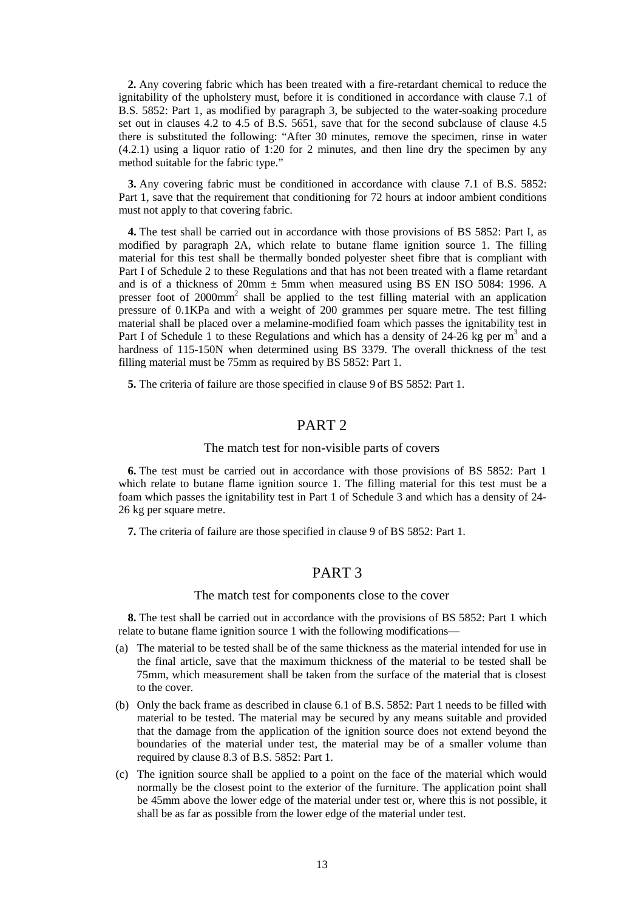**2.** Any covering fabric which has been treated with a fire-retardant chemical to reduce the ignitability of the upholstery must, before it is conditioned in accordance with clause 7.1 of B.S. 5852: Part 1, as modified by paragraph 3, be subjected to the water-soaking procedure set out in clauses 4.2 to 4.5 of B.S. 5651, save that for the second subclause of clause 4.5 there is substituted the following: "After 30 minutes, remove the specimen, rinse in water (4.2.1) using a liquor ratio of 1:20 for 2 minutes, and then line dry the specimen by any method suitable for the fabric type."

**3.** Any covering fabric must be conditioned in accordance with clause 7.1 of B.S. 5852: Part 1, save that the requirement that conditioning for 72 hours at indoor ambient conditions must not apply to that covering fabric.

**4.** The test shall be carried out in accordance with those provisions of BS 5852: Part I, as modified by paragraph 2A, which relate to butane flame ignition source 1. The filling material for this test shall be thermally bonded polyester sheet fibre that is compliant with Part I of Schedule 2 to these Regulations and that has not been treated with a flame retardant and is of a thickness of 20mm ± 5mm when measured using BS EN ISO 5084: 1996. A presser foot of 2000mm$^2$ shall be applied to the test filling material with an application pressure of 0.1KPa and with a weight of 200 grammes per square metre. The test filling material shall be placed over a melamine-modified foam which passes the ignitability test in Part I of Schedule 1 to these Regulations and which has a density of 24-26 kg per m$^3$ and a hardness of 115-150N when determined using BS 3379. The overall thickness of the test filling material must be 75mm as required by BS 5852: Part 1.

**5.** The criteria of failure are those specified in clause 9 of BS 5852: Part 1.

## PART 2

### The match test for non-visible parts of covers

**6.** The test must be carried out in accordance with those provisions of BS 5852: Part 1 which relate to butane flame ignition source 1. The filling material for this test must be a foam which passes the ignitability test in Part 1 of Schedule 3 and which has a density of 24-26 kg per square metre.

**7.** The criteria of failure are those specified in clause 9 of BS 5852: Part 1.

## PART 3

### The match test for components close to the cover

**8.** The test shall be carried out in accordance with the provisions of BS 5852: Part 1 which relate to butane flame ignition source 1 with the following modifications—

(a) The material to be tested shall be of the same thickness as the material intended for use in the final article, save that the maximum thickness of the material to be tested shall be 75mm, which measurement shall be taken from the surface of the material that is closest to the cover.

(b) Only the back frame as described in clause 6.1 of B.S. 5852: Part 1 needs to be filled with material to be tested. The material may be secured by any means suitable and provided that the damage from the application of the ignition source does not extend beyond the boundaries of the material under test, the material may be of a smaller volume than required by clause 8.3 of B.S. 5852: Part 1.

(c) The ignition source shall be applied to a point on the face of the material which would normally be the closest point to the exterior of the furniture. The application point shall be 45mm above the lower edge of the material under test or, where this is not possible, it shall be as far as possible from the lower edge of the material under test.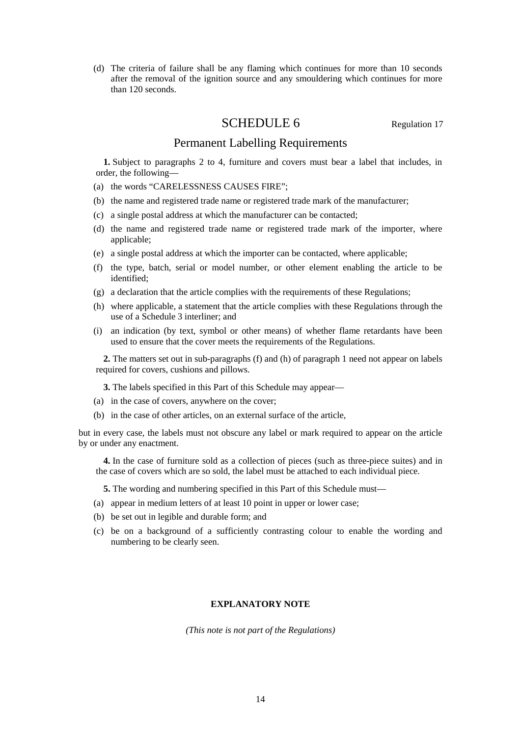(d) The criteria of failure shall be any flaming which continues for more than 10 seconds after the removal of the ignition source and any smouldering which continues for more than 120 seconds.

## SCHEDULE 6

Regulation 17

### Permanent Labelling Requirements

**1.** Subject to paragraphs 2 to 4, furniture and covers must bear a label that includes, in order, the following—

(a) the words "CARELESSNESS CAUSES FIRE";

(b) the name and registered trade name or registered trade mark of the manufacturer;

(c) a single postal address at which the manufacturer can be contacted;

(d) the name and registered trade name or registered trade mark of the importer, where applicable;

(e) a single postal address at which the importer can be contacted, where applicable;

(f) the type, batch, serial or model number, or other element enabling the article to be identified;

(g) a declaration that the article complies with the requirements of these Regulations;

(h) where applicable, a statement that the article complies with these Regulations through the use of a Schedule 3 interliner; and

(i) an indication (by text, symbol or other means) of whether flame retardants have been used to ensure that the cover meets the requirements of the Regulations.

**2.** The matters set out in sub-paragraphs (f) and (h) of paragraph 1 need not appear on labels required for covers, cushions and pillows.

**3.** The labels specified in this Part of this Schedule may appear—

(a) in the case of covers, anywhere on the cover;

(b) in the case of other articles, on an external surface of the article,

but in every case, the labels must not obscure any label or mark required to appear on the article by or under any enactment.

**4.** In the case of furniture sold as a collection of pieces (such as three-piece suites) and in the case of covers which are so sold, the label must be attached to each individual piece.

**5.** The wording and numbering specified in this Part of this Schedule must—

(a) appear in medium letters of at least 10 point in upper or lower case;

(b) be set out in legible and durable form; and

(c) be on a background of a sufficiently contrasting colour to enable the wording and numbering to be clearly seen.

**EXPLANATORY NOTE**

*(This note is not part of the Regulations)*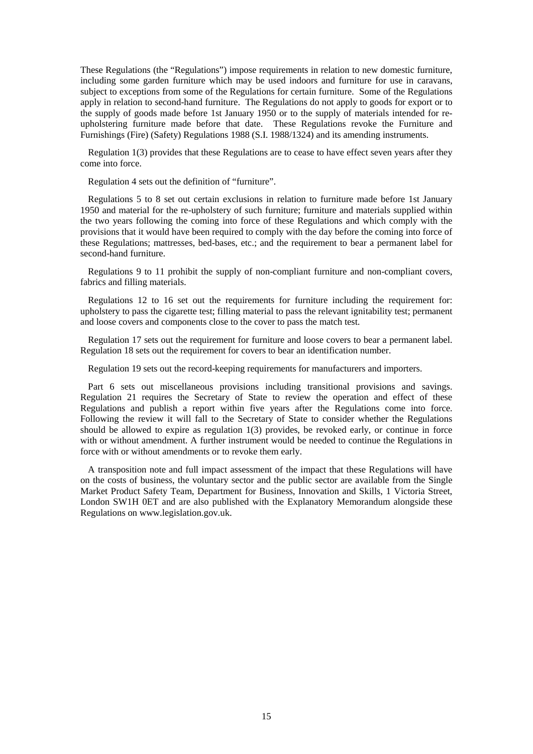These Regulations (the "Regulations") impose requirements in relation to new domestic furniture, including some garden furniture which may be used indoors and furniture for use in caravans, subject to exceptions from some of the Regulations for certain furniture. Some of the Regulations apply in relation to second-hand furniture. The Regulations do not apply to goods for export or to the supply of goods made before 1st January 1950 or to the supply of materials intended for re-upholstering furniture made before that date. These Regulations revoke the Furniture and Furnishings (Fire) (Safety) Regulations 1988 (S.I. 1988/1324) and its amending instruments.

Regulation 1(3) provides that these Regulations are to cease to have effect seven years after they come into force.

Regulation 4 sets out the definition of "furniture".

Regulations 5 to 8 set out certain exclusions in relation to furniture made before 1st January 1950 and material for the re-upholstery of such furniture; furniture and materials supplied within the two years following the coming into force of these Regulations and which comply with the provisions that it would have been required to comply with the day before the coming into force of these Regulations; mattresses, bed-bases, etc.; and the requirement to bear a permanent label for second-hand furniture.

Regulations 9 to 11 prohibit the supply of non-compliant furniture and non-compliant covers, fabrics and filling materials.

Regulations 12 to 16 set out the requirements for furniture including the requirement for: upholstery to pass the cigarette test; filling material to pass the relevant ignitability test; permanent and loose covers and components close to the cover to pass the match test.

Regulation 17 sets out the requirement for furniture and loose covers to bear a permanent label. Regulation 18 sets out the requirement for covers to bear an identification number.

Regulation 19 sets out the record-keeping requirements for manufacturers and importers.

Part 6 sets out miscellaneous provisions including transitional provisions and savings. Regulation 21 requires the Secretary of State to review the operation and effect of these Regulations and publish a report within five years after the Regulations come into force. Following the review it will fall to the Secretary of State to consider whether the Regulations should be allowed to expire as regulation 1(3) provides, be revoked early, or continue in force with or without amendment. A further instrument would be needed to continue the Regulations in force with or without amendments or to revoke them early.

A transposition note and full impact assessment of the impact that these Regulations will have on the costs of business, the voluntary sector and the public sector are available from the Single Market Product Safety Team, Department for Business, Innovation and Skills, 1 Victoria Street, London SW1H 0ET and are also published with the Explanatory Memorandum alongside these Regulations on www.legislation.gov.uk.